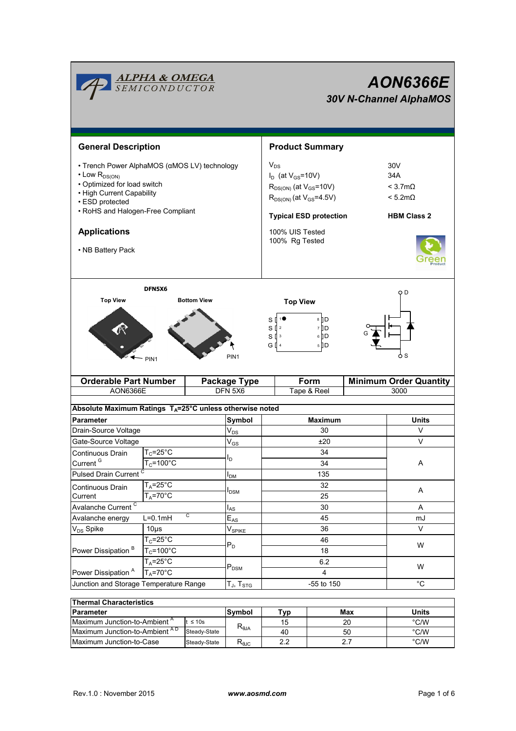# AON6366E

## 30V N-Channel AlphaMOS

## General Description

- Trench Power AlphaMOS (αMOS LV) technology
- Low $R_{DS(ON)}$
- Optimized for load switch
- High Current Capability
- ESD protected
- RoHS and Halogen-Free Compliant

## Applications

- NB Battery Pack

## Product Summary

| | |
|---|---|
| $V_{DS}$ | 30V |
| $I_D$ (at $V_{GS}$=10V) | 34A |
| $R_{DS(ON)}$ (at $V_{GS}$=10V) | < 3.7mΩ |
| $R_{DS(ON)}$ (at $V_{GS}$=4.5V) | < 5.2mΩ |
| **Typical ESD protection** | **HBM Class 2** |

100% UIS Tested
100% Rg Tested

DFN5X6

Top View | Bottom View | PIN1

Top View: S 1, S 2, S 3, G 4 / 8 D, 7 D, 6 D, 5 D

| Orderable Part Number | Package Type | Form | Minimum Order Quantity |
|---|---|---|---|
| AON6366E | DFN 5X6 | Tape & Reel | 3000 |

**Absolute Maximum Ratings $T_A$=25°C unless otherwise noted**

| Parameter | | Symbol | Maximum | Units |
|---|---|---|---|---|
| Drain-Source Voltage | | $V_{DS}$ | 30 | V |
| Gate-Source Voltage | | $V_{GS}$ | ±20 | V |
| Continuous Drain Current [G] | $T_C$=25°C | $I_D$ | 34 | A |
| | $T_C$=100°C | | 34 | |
| Pulsed Drain Current [C] | | $I_{DM}$ | 135 | |
| Continuous Drain Current | $T_A$=25°C | $I_{DSM}$ | 32 | A |
| | $T_A$=70°C | | 25 | |
| Avalanche Current [C] | | $I_{AS}$ | 30 | A |
| Avalanche energy | L=0.1mH [C] | $E_{AS}$ | 45 | mJ |
| $V_{DS}$ Spike | 10µs | $V_{SPIKE}$ | 36 | V |
| Power Dissipation [B] | $T_C$=25°C | $P_D$ | 46 | W |
| | $T_C$=100°C | | 18 | |
| Power Dissipation [A] | $T_A$=25°C | $P_{DSM}$ | 6.2 | W |
| | $T_A$=70°C | | 4 | |
| Junction and Storage Temperature Range | | $T_J$, $T_{STG}$ | -55 to 150 | °C |

**Thermal Characteristics**

| Parameter | | Symbol | Typ | Max | Units |
|---|---|---|---|---|---|
| Maximum Junction-to-Ambient [A] | t ≤ 10s | $R_{\theta JA}$ | 15 | 20 | °C/W |
| Maximum Junction-to-Ambient [A D] | Steady-State | | 40 | 50 | °C/W |
| Maximum Junction-to-Case | Steady-State | $R_{\theta JC}$ | 2.2 | 2.7 | °C/W |

Rev.1.0 : November 2015 www.aosmd.com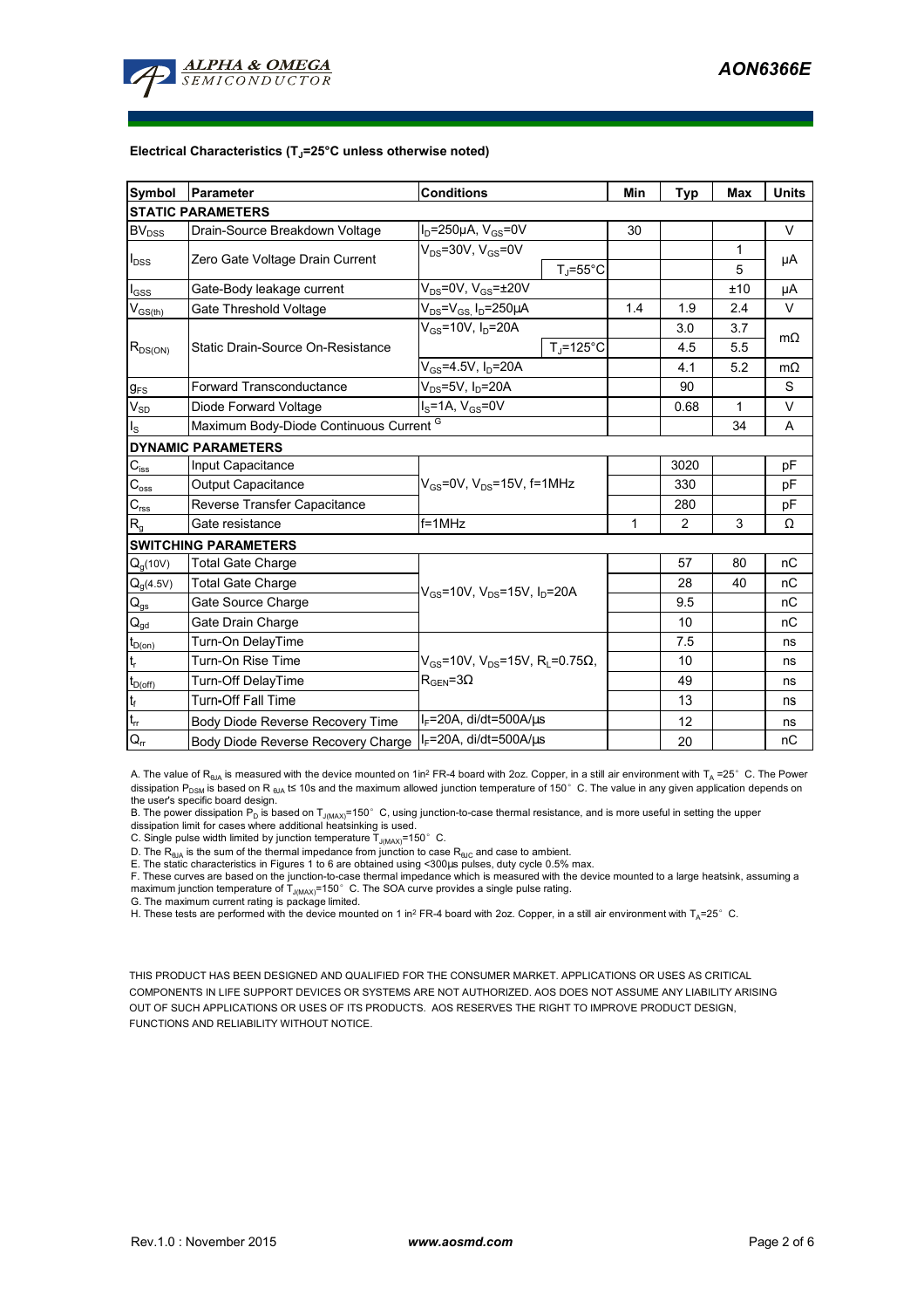**Electrical Characteristics ($T_J$=25°C unless otherwise noted)**

| Symbol | Parameter | Conditions | | Min | Typ | Max | Units |
|---|---|---|---|---|---|---|---|
| **STATIC PARAMETERS** | | | | | | | |
| $BV_{DSS}$ | Drain-Source Breakdown Voltage | $I_D$=250µA, $V_{GS}$=0V | | 30 | | | V |
| $I_{DSS}$ | Zero Gate Voltage Drain Current | $V_{DS}$=30V, $V_{GS}$=0V | | | | 1 | µA |
| | | | $T_J$=55°C | | | 5 | |
| $I_{GSS}$ | Gate-Body leakage current | $V_{DS}$=0V, $V_{GS}$=±20V | | | | ±10 | µA |
| $V_{GS(th)}$ | Gate Threshold Voltage | $V_{DS}$=$V_{GS}$, $I_D$=250µA | | 1.4 | 1.9 | 2.4 | V |
| $R_{DS(ON)}$ | Static Drain-Source On-Resistance | $V_{GS}$=10V, $I_D$=20A | | | 3.0 | 3.7 | mΩ |
| | | | $T_J$=125°C | | 4.5 | 5.5 | |
| | | $V_{GS}$=4.5V, $I_D$=20A | | | 4.1 | 5.2 | mΩ |
| $g_{FS}$ | Forward Transconductance | $V_{DS}$=5V, $I_D$=20A | | | 90 | | S |
| $V_{SD}$ | Diode Forward Voltage | $I_S$=1A, $V_{GS}$=0V | | | 0.68 | 1 | V |
| $I_S$ | Maximum Body-Diode Continuous Current [G] | | | | | 34 | A |
| **DYNAMIC PARAMETERS** | | | | | | | |
| $C_{iss}$ | Input Capacitance | $V_{GS}$=0V, $V_{DS}$=15V, f=1MHz | | | 3020 | | pF |
| $C_{oss}$ | Output Capacitance | | | | 330 | | pF |
| $C_{rss}$ | Reverse Transfer Capacitance | | | | 280 | | pF |
| $R_g$ | Gate resistance | f=1MHz | | 1 | 2 | 3 | Ω |
| **SWITCHING PARAMETERS** | | | | | | | |
| $Q_g$(10V) | Total Gate Charge | $V_{GS}$=10V, $V_{DS}$=15V, $I_D$=20A | | | 57 | 80 | nC |
| $Q_g$(4.5V) | Total Gate Charge | | | | 28 | 40 | nC |
| $Q_{gs}$ | Gate Source Charge | | | | 9.5 | | nC |
| $Q_{gd}$ | Gate Drain Charge | | | | 10 | | nC |
| $t_{D(on)}$ | Turn-On DelayTime | $V_{GS}$=10V, $V_{DS}$=15V, $R_L$=0.75Ω, $R_{GEN}$=3Ω | | | 7.5 | | ns |
| $t_r$ | Turn-On Rise Time | | | | 10 | | ns |
| $t_{D(off)}$ | Turn-Off DelayTime | | | | 49 | | ns |
| $t_f$ | Turn-Off Fall Time | | | | 13 | | ns |
| $t_{rr}$ | Body Diode Reverse Recovery Time | $I_F$=20A, di/dt=500A/µs | | | 12 | | ns |
| $Q_{rr}$ | Body Diode Reverse Recovery Charge | $I_F$=20A, di/dt=500A/µs | | | 20 | | nC |

A. The value of $R_{\theta JA}$ is measured with the device mounted on 1in² FR-4 board with 2oz. Copper, in a still air environment with $T_A$ =25° C. The Power dissipation $P_{DSM}$ is based on R $_{\theta JA}$ t≤ 10s and the maximum allowed junction temperature of 150° C. The value in any given application depends on the user's specific board design.
B. The power dissipation $P_D$ is based on $T_{J(MAX)}$=150° C, using junction-to-case thermal resistance, and is more useful in setting the upper dissipation limit for cases where additional heatsinking is used.
C. Single pulse width limited by junction temperature $T_{J(MAX)}$=150° C.
D. The $R_{\theta JA}$ is the sum of the thermal impedance from junction to case $R_{\theta JC}$ and case to ambient.
E. The static characteristics in Figures 1 to 6 are obtained using <300µs pulses, duty cycle 0.5% max.
F. These curves are based on the junction-to-case thermal impedance which is measured with the device mounted to a large heatsink, assuming a maximum junction temperature of $T_{J(MAX)}$=150° C. The SOA curve provides a single pulse rating.
G. The maximum current rating is package limited.
H. These tests are performed with the device mounted on 1 in² FR-4 board with 2oz. Copper, in a still air environment with $T_A$=25° C.

THIS PRODUCT HAS BEEN DESIGNED AND QUALIFIED FOR THE CONSUMER MARKET. APPLICATIONS OR USES AS CRITICAL COMPONENTS IN LIFE SUPPORT DEVICES OR SYSTEMS ARE NOT AUTHORIZED. AOS DOES NOT ASSUME ANY LIABILITY ARISING OUT OF SUCH APPLICATIONS OR USES OF ITS PRODUCTS. AOS RESERVES THE RIGHT TO IMPROVE PRODUCT DESIGN, FUNCTIONS AND RELIABILITY WITHOUT NOTICE.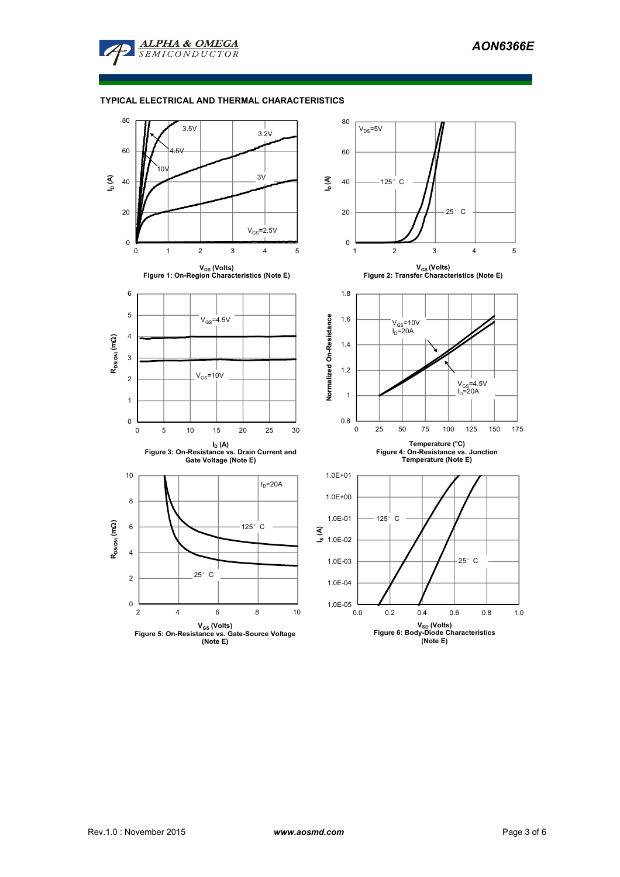## TYPICAL ELECTRICAL AND THERMAL CHARACTERISTICS

Figure 1: On-Region Characteristics (Note E)

Figure 2: Transfer Characteristics (Note E)

Figure 3: On-Resistance vs. Drain Current and Gate Voltage (Note E)

Figure 4: On-Resistance vs. Junction Temperature (Note E)

Figure 5: On-Resistance vs. Gate-Source Voltage (Note E)

Figure 6: Body-Diode Characteristics (Note E)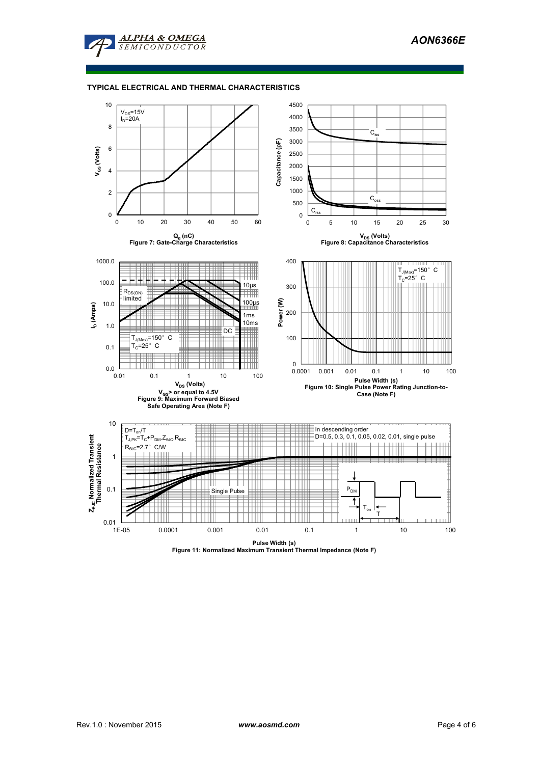## TYPICAL ELECTRICAL AND THERMAL CHARACTERISTICS

$V_{DS}$=15V
$I_D$=20A

$V_{GS}$ (Volts)

$Q_g$ (nC)

Figure 7: Gate-Charge Characteristics

$C_{iss}$

$C_{oss}$

$C_{rss}$

Capacitance (pF)

$V_{DS}$ (Volts)

Figure 8: Capacitance Characteristics

$R_{DS(ON)}$ limited

10µs

100µs

1ms

10ms

DC

$T_{J(Max)}$=150° C
$T_C$=25° C

$I_D$ (Amps)

$V_{DS}$ (Volts)

$V_{GS}$> or equal to 4.5V

Figure 9: Maximum Forward Biased Safe Operating Area (Note F)

$T_{J(Max)}$=150° C
$T_C$=25° C

Power (W)

Pulse Width (s)

Figure 10: Single Pulse Power Rating Junction-to-Case (Note F)

D=$T_{on}$/T
$T_{J,PK}$=$T_C$+$P_{DM}$.$Z_{\theta JC}$.$R_{\theta JC}$
$R_{\theta JC}$=2.7° C/W

In descending order
D=0.5, 0.3, 0.1, 0.05, 0.02, 0.01, single pulse

Single Pulse

$P_{DM}$

$T_{on}$

T

$Z_{\theta JC}$ Normalized Transient Thermal Resistance

Pulse Width (s)

Figure 11: Normalized Maximum Transient Thermal Impedance (Note F)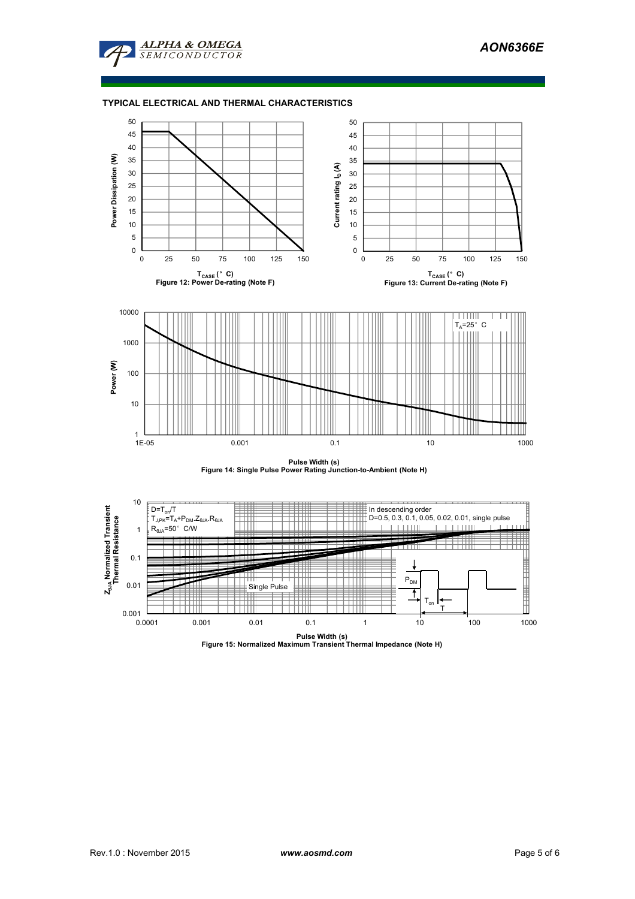## TYPICAL ELECTRICAL AND THERMAL CHARACTERISTICS

Power Dissipation (W)

$T_{CASE}$ (°C)

Figure 12: Power De-rating (Note F)

Current rating $I_D$ (A)

$T_{CASE}$ (°C)

Figure 13: Current De-rating (Note F)

$T_A$=25°C

Power (W)

Pulse Width (s)

Figure 14: Single Pulse Power Rating Junction-to-Ambient (Note H)

$D=T_{on}/T$

$T_{J,PK}=T_A+P_{DM}.Z_{\theta JA}.R_{\theta JA}$

$R_{\theta JA}$=50°C/W

In descending order

D=0.5, 0.3, 0.1, 0.05, 0.02, 0.01, single pulse

Single Pulse

$P_{DM}$

$T_{on}$

T

$Z_{\theta JA}$ Normalized Transient Thermal Resistance

Pulse Width (s)

Figure 15: Normalized Maximum Transient Thermal Impedance (Note H)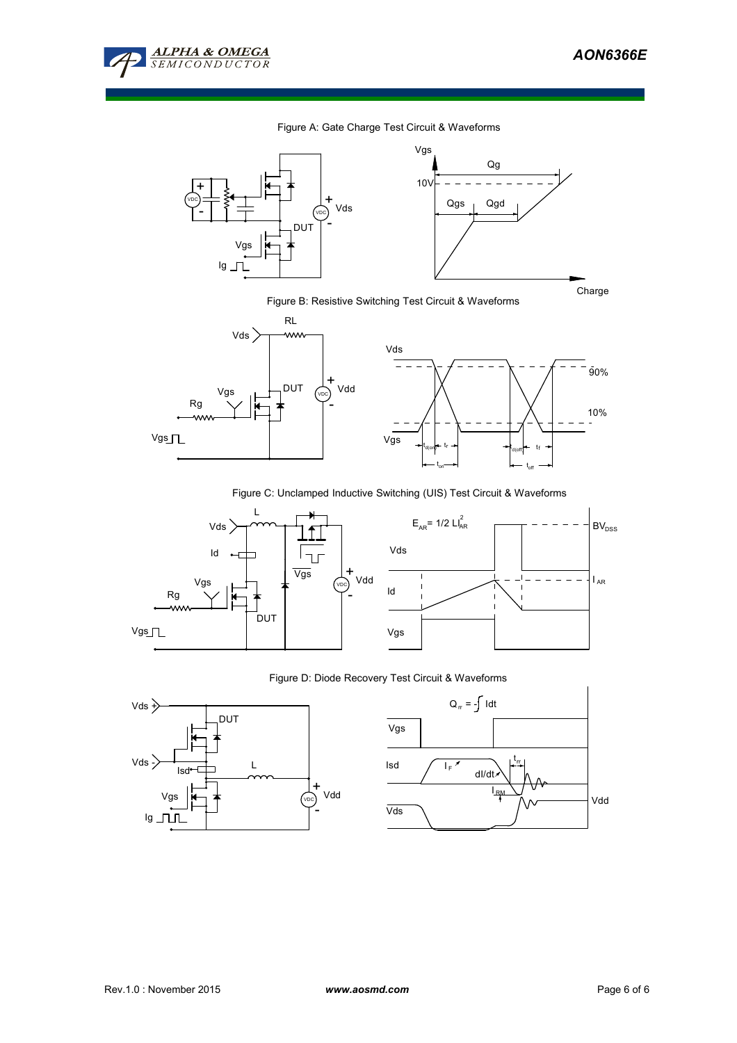Figure A: Gate Charge Test Circuit & Waveforms

VDC
+
-
DUT
Vgs
Ig
VDC
+
Vds
-

Vgs
Qg
10V
Qgs
Qgd
Charge

Figure B: Resistive Switching Test Circuit & Waveforms

RL
Vds
Vgs
Rg
DUT
VDC
+
Vdd
-
Vgs

Vds
90%
10%
Vgs
$t_{d(on)}$
$t_r$
$t_{on}$
$t_{d(off)}$
$t_f$
$t_{off}$

Figure C: Unclamped Inductive Switching (UIS) Test Circuit & Waveforms

L
Vds
Id
Vgs
Rg
Vgs
DUT
Vgs
VDC
+
Vdd
-

$E_{AR} = 1/2\ LI_{AR}^2$
$BV_{DSS}$
Vds
Id
$I_{AR}$
Vgs

Figure D: Diode Recovery Test Circuit & Waveforms

Vds +
DUT
Vds -
Isd
L
Vgs
Ig
VDC
+
Vdd
-

$Q_{rr} = -\int Idt$
Vgs
Isd
$I_F$
dI/dt
$t_{rr}$
$I_{RM}$
Vds
Vdd